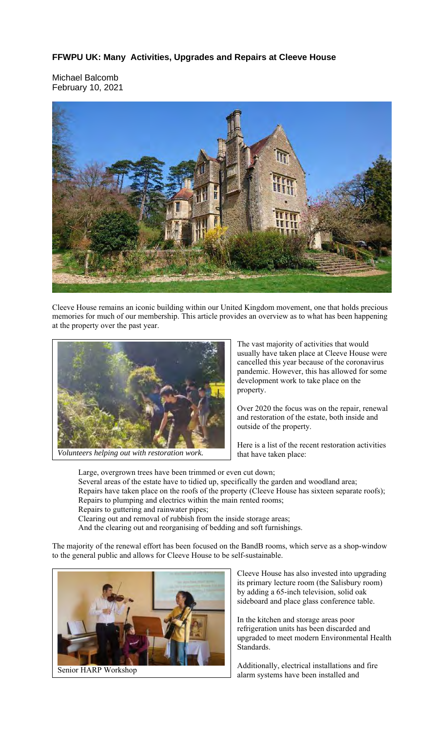## FFWPU UK: Many Activities, Upgrades and Repairs at Cleeve House

Michael Balcomb
February 10, 2021

Cleeve House remains an iconic building within our United Kingdom movement, one that holds precious memories for much of our membership. This article provides an overview as to what has been happening at the property over the past year.

*Volunteers helping out with restoration work.*

The vast majority of activities that would usually have taken place at Cleeve House were cancelled this year because of the coronavirus pandemic. However, this has allowed for some development work to take place on the property.

Over 2020 the focus was on the repair, renewal and restoration of the estate, both inside and outside of the property.

Here is a list of the recent restoration activities that have taken place:

- Large, overgrown trees have been trimmed or even cut down;
- Several areas of the estate have to tidied up, specifically the garden and woodland area;
- Repairs have taken place on the roofs of the property (Cleeve House has sixteen separate roofs);
- Repairs to plumping and electrics within the main rented rooms;
- Repairs to guttering and rainwater pipes;
- Clearing out and removal of rubbish from the inside storage areas;
- And the clearing out and reorganising of bedding and soft furnishings.

The majority of the renewal effort has been focused on the BandB rooms, which serve as a shop-window to the general public and allows for Cleeve House to be self-sustainable.

Senior HARP Workshop

Cleeve House has also invested into upgrading its primary lecture room (the Salisbury room) by adding a 65-inch television, solid oak sideboard and place glass conference table.

In the kitchen and storage areas poor refrigeration units has been discarded and upgraded to meet modern Environmental Health Standards.

Additionally, electrical installations and fire alarm systems have been installed and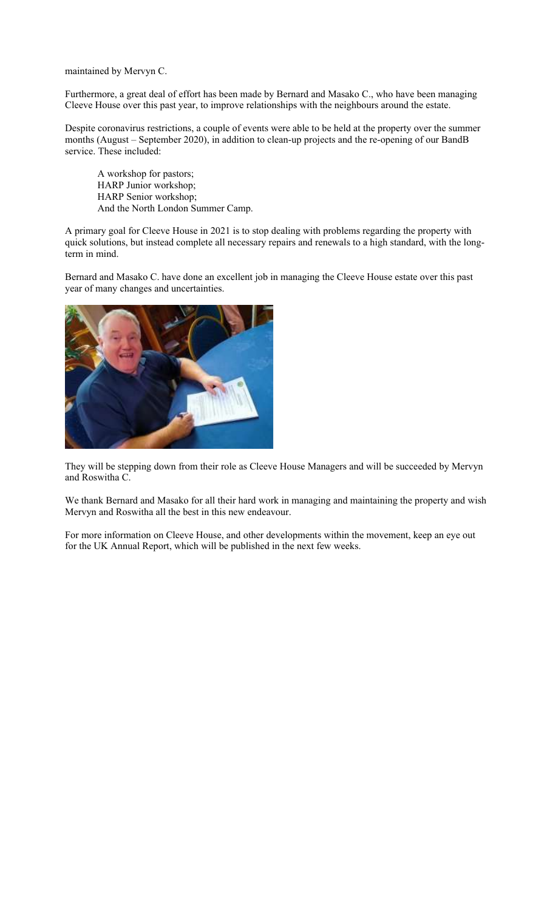maintained by Mervyn C.

Furthermore, a great deal of effort has been made by Bernard and Masako C., who have been managing Cleeve House over this past year, to improve relationships with the neighbours around the estate.

Despite coronavirus restrictions, a couple of events were able to be held at the property over the summer months (August – September 2020), in addition to clean-up projects and the re-opening of our BandB service. These included:

A workshop for pastors;
HARP Junior workshop;
HARP Senior workshop;
And the North London Summer Camp.

A primary goal for Cleeve House in 2021 is to stop dealing with problems regarding the property with quick solutions, but instead complete all necessary repairs and renewals to a high standard, with the long-term in mind.

Bernard and Masako C. have done an excellent job in managing the Cleeve House estate over this past year of many changes and uncertainties.

They will be stepping down from their role as Cleeve House Managers and will be succeeded by Mervyn and Roswitha C.

We thank Bernard and Masako for all their hard work in managing and maintaining the property and wish Mervyn and Roswitha all the best in this new endeavour.

For more information on Cleeve House, and other developments within the movement, keep an eye out for the UK Annual Report, which will be published in the next few weeks.